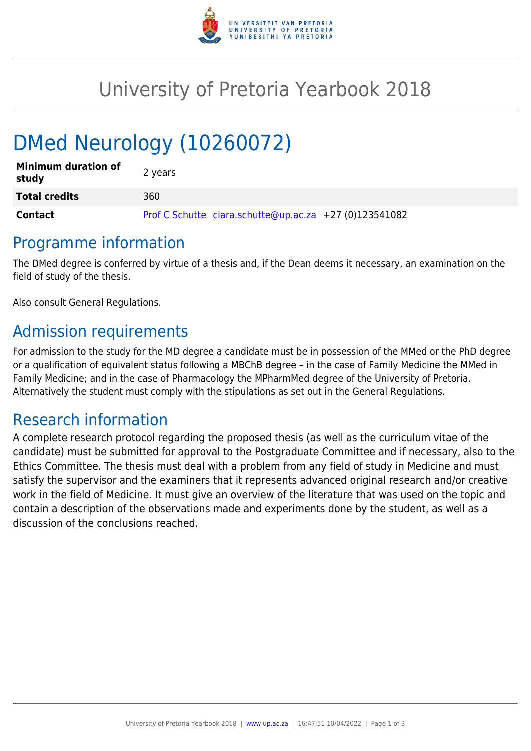# University of Pretoria Yearbook 2018

# DMed Neurology (10260072)

| | |
|---|---|
| **Minimum duration of study** | 2 years |
| **Total credits** | 360 |
| **Contact** | Prof C Schutte clara.schutte@up.ac.za +27 (0)123541082 |

## Programme information

The DMed degree is conferred by virtue of a thesis and, if the Dean deems it necessary, an examination on the field of study of the thesis.

Also consult General Regulations.

## Admission requirements

For admission to the study for the MD degree a candidate must be in possession of the MMed or the PhD degree or a qualification of equivalent status following a MBChB degree – in the case of Family Medicine the MMed in Family Medicine; and in the case of Pharmacology the MPharmMed degree of the University of Pretoria. Alternatively the student must comply with the stipulations as set out in the General Regulations.

## Research information

A complete research protocol regarding the proposed thesis (as well as the curriculum vitae of the candidate) must be submitted for approval to the Postgraduate Committee and if necessary, also to the Ethics Committee. The thesis must deal with a problem from any field of study in Medicine and must satisfy the supervisor and the examiners that it represents advanced original research and/or creative work in the field of Medicine. It must give an overview of the literature that was used on the topic and contain a description of the observations made and experiments done by the student, as well as a discussion of the conclusions reached.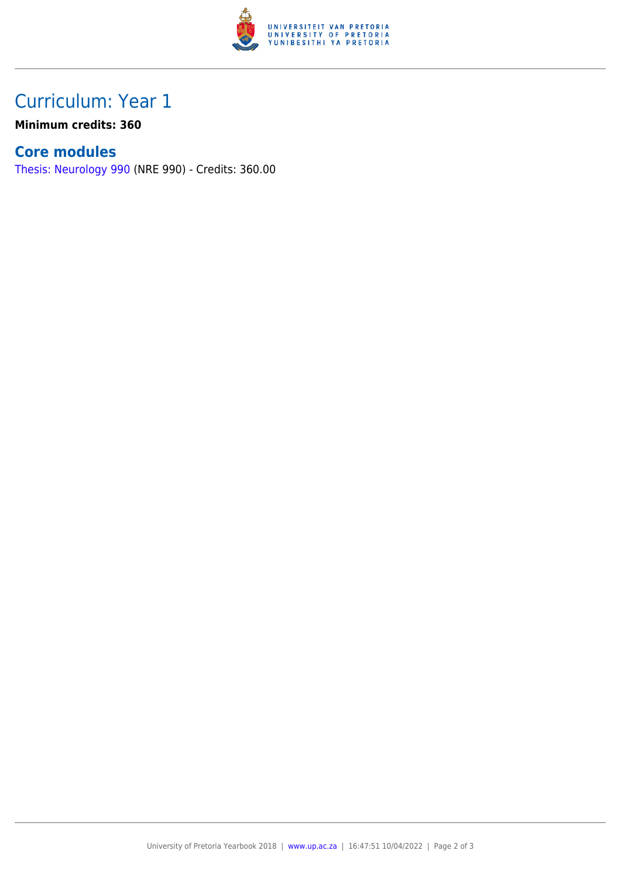## Curriculum: Year 1

**Minimum credits: 360**

### Core modules

Thesis: Neurology 990 (NRE 990) - Credits: 360.00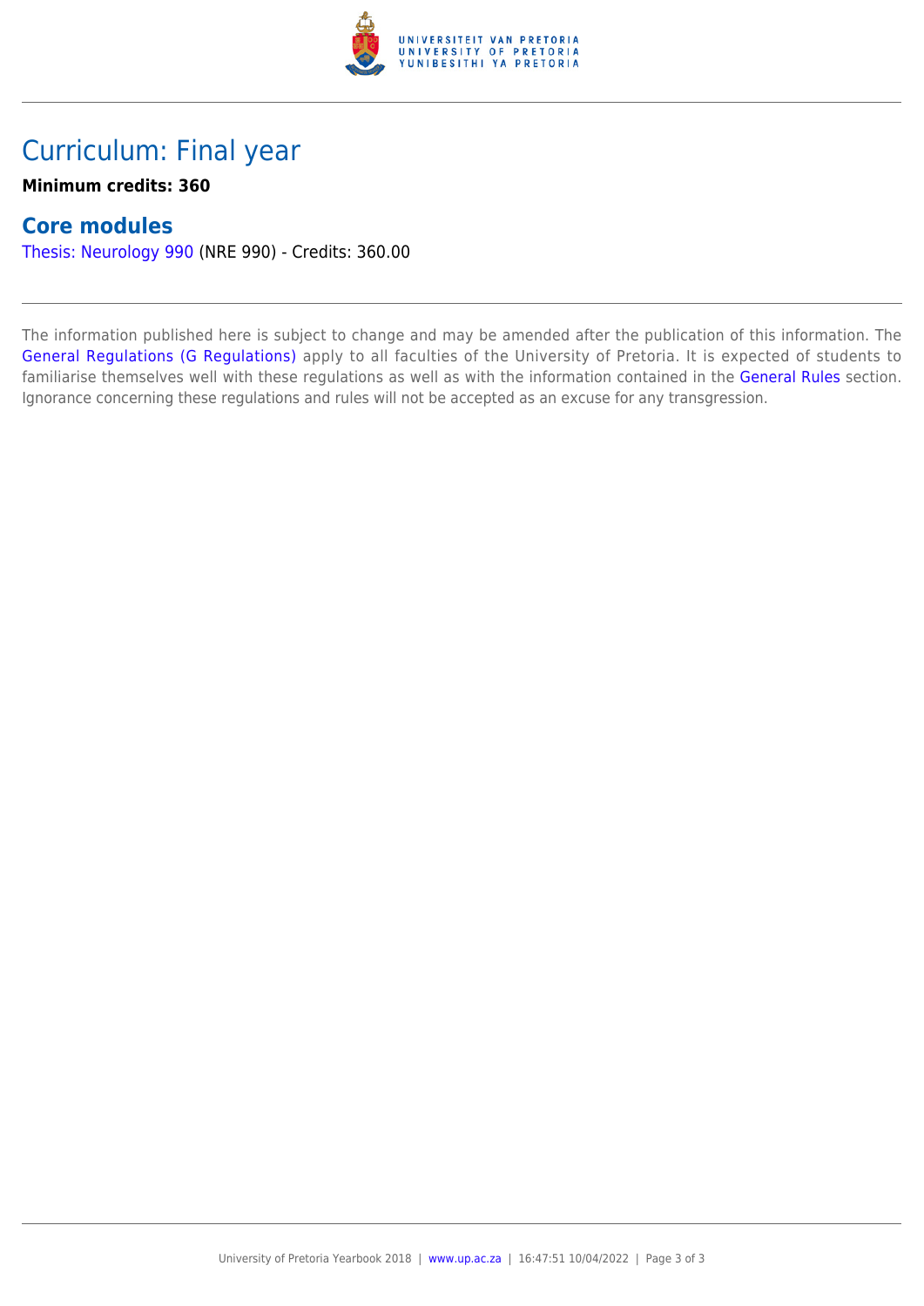# Curriculum: Final year

**Minimum credits: 360**

## Core modules

Thesis: Neurology 990 (NRE 990) - Credits: 360.00

The information published here is subject to change and may be amended after the publication of this information. The General Regulations (G Regulations) apply to all faculties of the University of Pretoria. It is expected of students to familiarise themselves well with these regulations as well as with the information contained in the General Rules section. Ignorance concerning these regulations and rules will not be accepted as an excuse for any transgression.